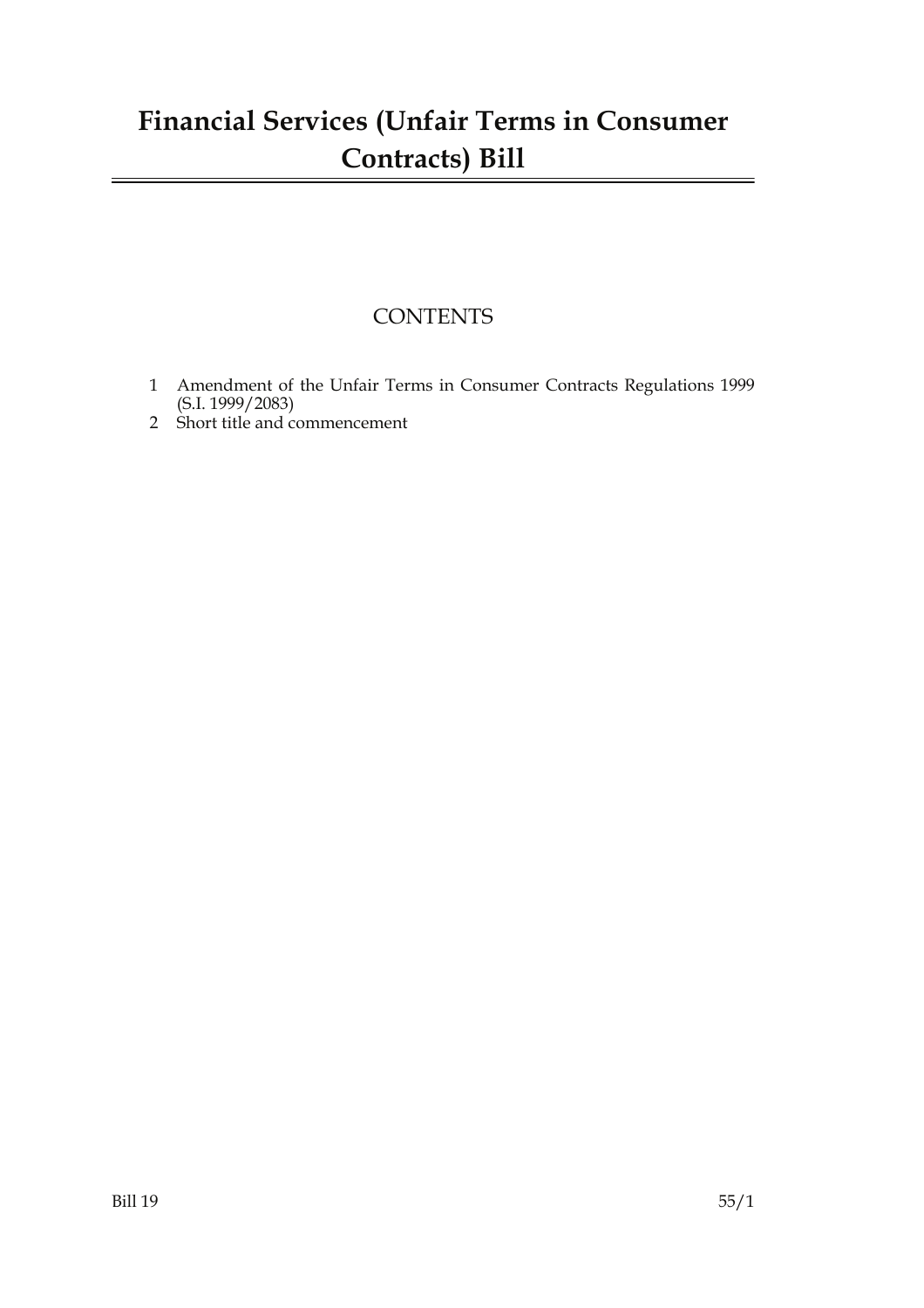# Financial Services (Unfair Terms in Consumer Contracts) Bill

## CONTENTS

1 Amendment of the Unfair Terms in Consumer Contracts Regulations 1999 (S.I. 1999/2083)
2 Short title and commencement

Bill 19 55/1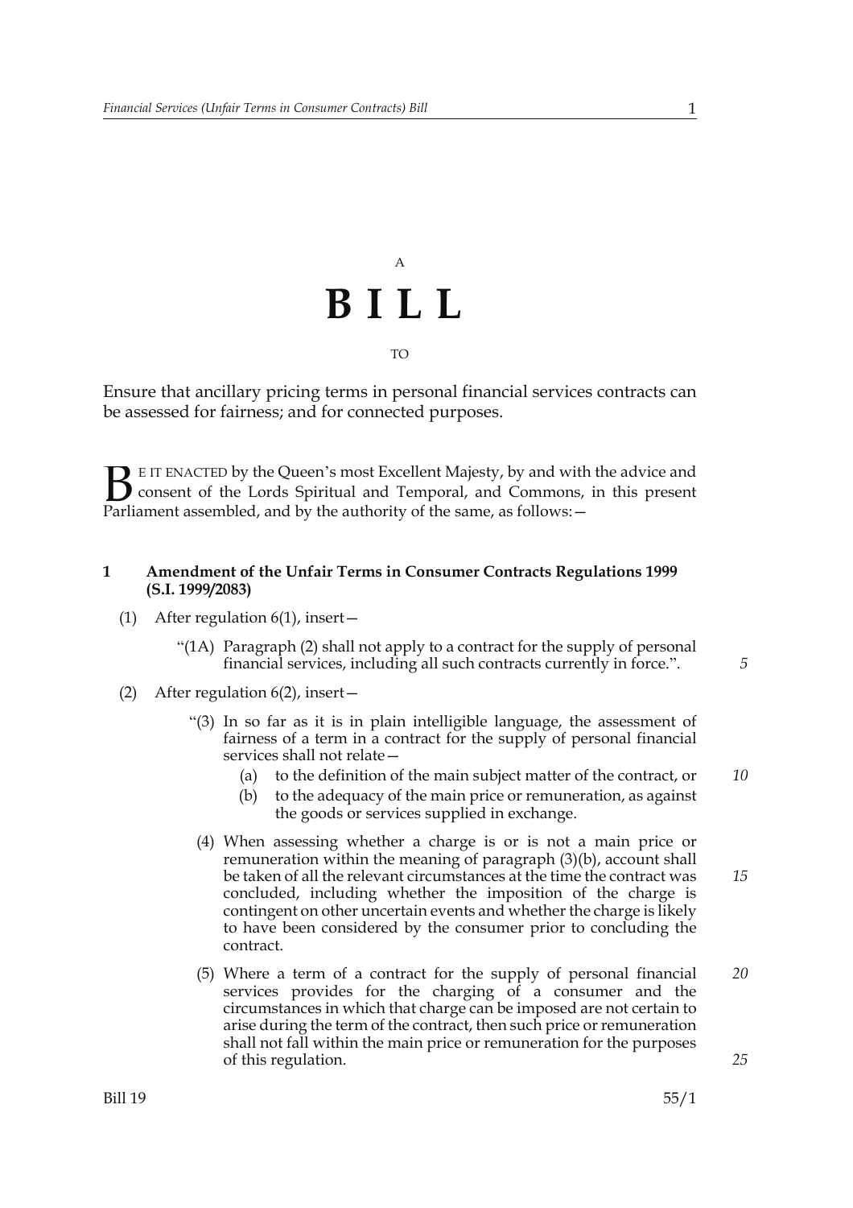A

# B I L L

TO

Ensure that ancillary pricing terms in personal financial services contracts can be assessed for fairness; and for connected purposes.

BE IT ENACTED by the Queen's most Excellent Majesty, by and with the advice and consent of the Lords Spiritual and Temporal, and Commons, in this present Parliament assembled, and by the authority of the same, as follows:—

### 1 Amendment of the Unfair Terms in Consumer Contracts Regulations 1999 (S.I. 1999/2083)

(1) After regulation 6(1), insert—

> "(1A) Paragraph (2) shall not apply to a contract for the supply of personal financial services, including all such contracts currently in force.".

(2) After regulation 6(2), insert—

> "(3) In so far as it is in plain intelligible language, the assessment of fairness of a term in a contract for the supply of personal financial services shall not relate—
>
> (a) to the definition of the main subject matter of the contract, or
>
> (b) to the adequacy of the main price or remuneration, as against the goods or services supplied in exchange.
>
> (4) When assessing whether a charge is or is not a main price or remuneration within the meaning of paragraph (3)(b), account shall be taken of all the relevant circumstances at the time the contract was concluded, including whether the imposition of the charge is contingent on other uncertain events and whether the charge is likely to have been considered by the consumer prior to concluding the contract.
>
> (5) Where a term of a contract for the supply of personal financial services provides for the charging of a consumer and the circumstances in which that charge can be imposed are not certain to arise during the term of the contract, then such price or remuneration shall not fall within the main price or remuneration for the purposes of this regulation.

Bill 19 55/1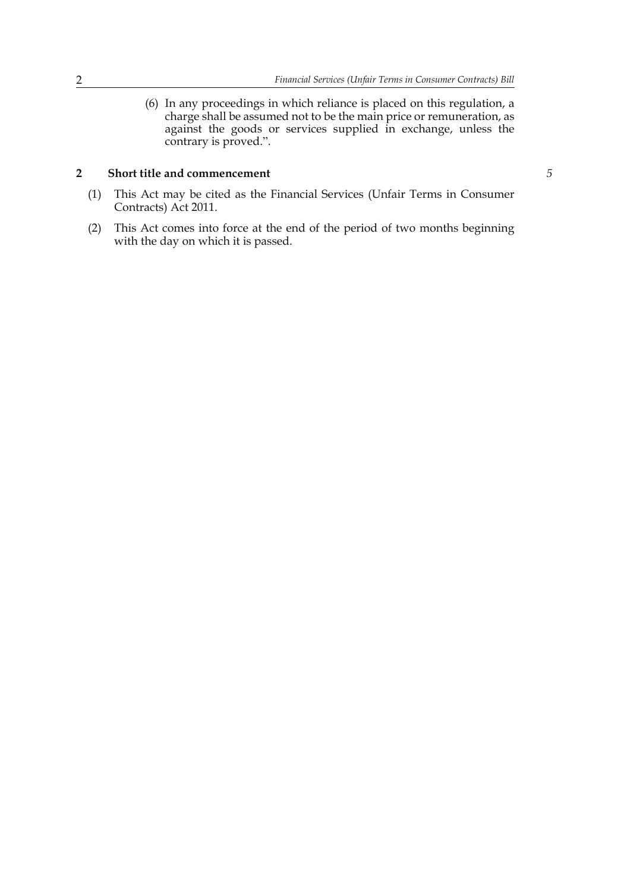(6) In any proceedings in which reliance is placed on this regulation, a charge shall be assumed not to be the main price or remuneration, as against the goods or services supplied in exchange, unless the contrary is proved.”.

## 2 Short title and commencement

(1) This Act may be cited as the Financial Services (Unfair Terms in Consumer Contracts) Act 2011.

(2) This Act comes into force at the end of the period of two months beginning with the day on which it is passed.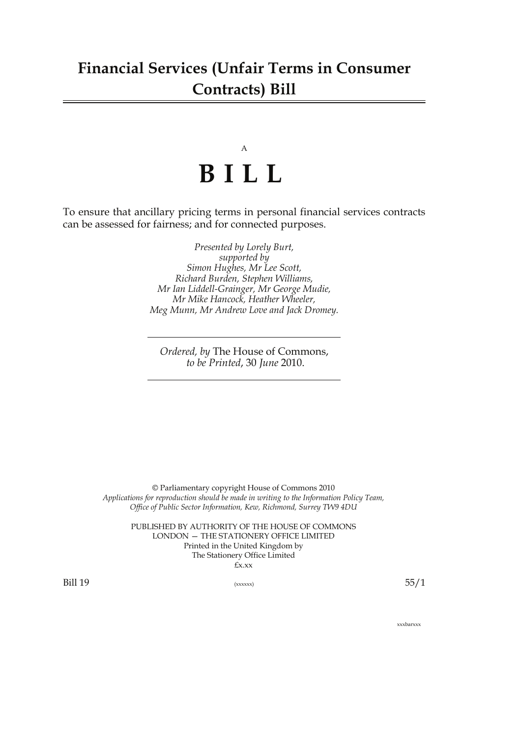# Financial Services (Unfair Terms in Consumer Contracts) Bill

A

# B I L L

To ensure that ancillary pricing terms in personal financial services contracts can be assessed for fairness; and for connected purposes.

*Presented by Lorely Burt,*
*supported by*
*Simon Hughes, Mr Lee Scott,*
*Richard Burden, Stephen Williams,*
*Mr Ian Liddell-Grainger, Mr George Mudie,*
*Mr Mike Hancock, Heather Wheeler,*
*Meg Munn, Mr Andrew Love and Jack Dromey.*

*Ordered, by* The House of Commons,
*to be Printed*, 30 *June* 2010.

© Parliamentary copyright House of Commons 2010
*Applications for reproduction should be made in writing to the Information Policy Team, Office of Public Sector Information, Kew, Richmond, Surrey TW9 4DU*

PUBLISHED BY AUTHORITY OF THE HOUSE OF COMMONS
LONDON — THE STATIONERY OFFICE LIMITED
Printed in the United Kingdom by
The Stationery Office Limited
£x.xx

Bill 19 (xxxxxx) 55/1

xxxbarxxx